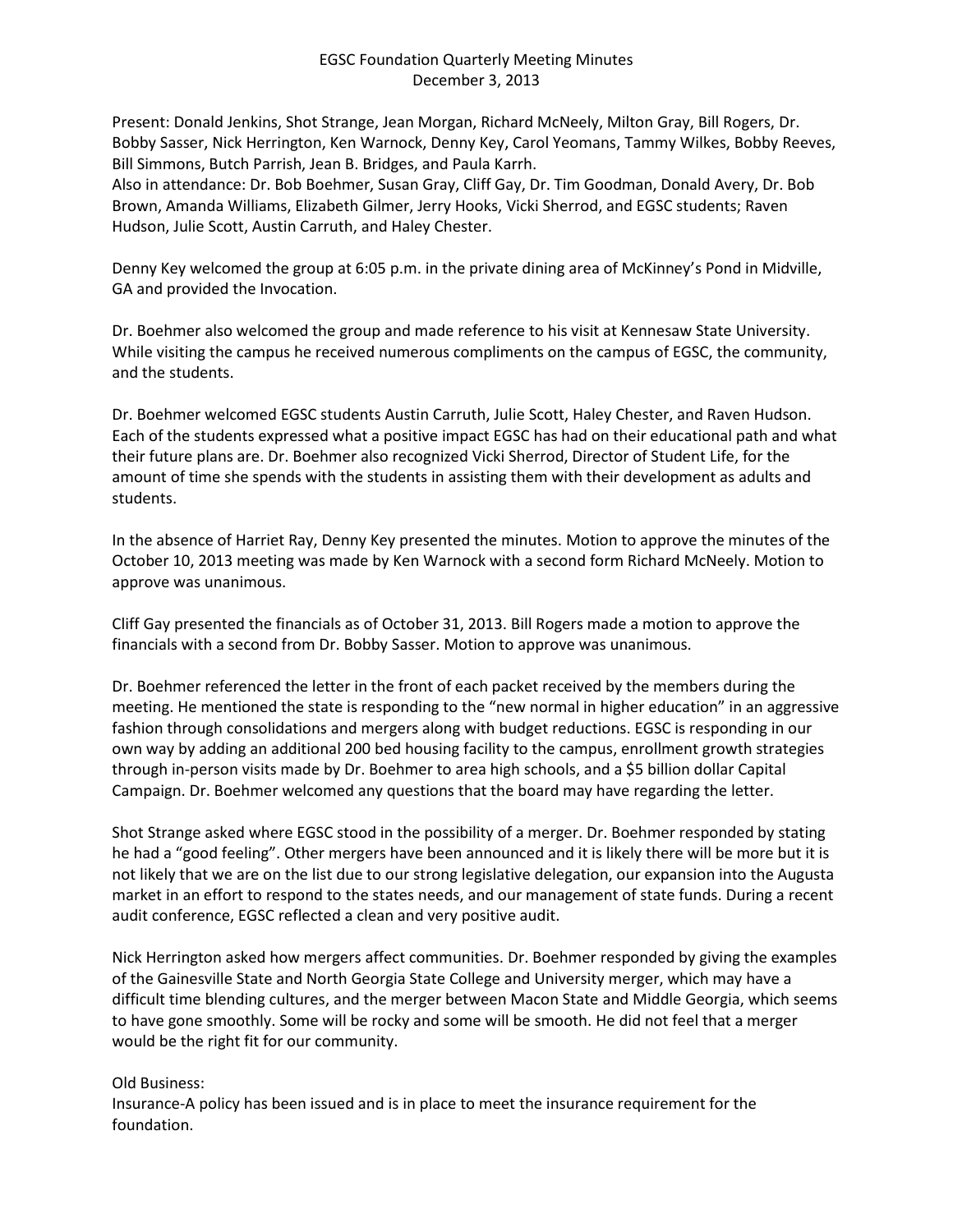# EGSC Foundation Quarterly Meeting Minutes
December 3, 2013

Present: Donald Jenkins, Shot Strange, Jean Morgan, Richard McNeely, Milton Gray, Bill Rogers, Dr. Bobby Sasser, Nick Herrington, Ken Warnock, Denny Key, Carol Yeomans, Tammy Wilkes, Bobby Reeves, Bill Simmons, Butch Parrish, Jean B. Bridges, and Paula Karrh.
Also in attendance: Dr. Bob Boehmer, Susan Gray, Cliff Gay, Dr. Tim Goodman, Donald Avery, Dr. Bob Brown, Amanda Williams, Elizabeth Gilmer, Jerry Hooks, Vicki Sherrod, and EGSC students; Raven Hudson, Julie Scott, Austin Carruth, and Haley Chester.

Denny Key welcomed the group at 6:05 p.m. in the private dining area of McKinney's Pond in Midville, GA and provided the Invocation.

Dr. Boehmer also welcomed the group and made reference to his visit at Kennesaw State University. While visiting the campus he received numerous compliments on the campus of EGSC, the community, and the students.

Dr. Boehmer welcomed EGSC students Austin Carruth, Julie Scott, Haley Chester, and Raven Hudson. Each of the students expressed what a positive impact EGSC has had on their educational path and what their future plans are. Dr. Boehmer also recognized Vicki Sherrod, Director of Student Life, for the amount of time she spends with the students in assisting them with their development as adults and students.

In the absence of Harriet Ray, Denny Key presented the minutes. Motion to approve the minutes of the October 10, 2013 meeting was made by Ken Warnock with a second form Richard McNeely. Motion to approve was unanimous.

Cliff Gay presented the financials as of October 31, 2013. Bill Rogers made a motion to approve the financials with a second from Dr. Bobby Sasser. Motion to approve was unanimous.

Dr. Boehmer referenced the letter in the front of each packet received by the members during the meeting. He mentioned the state is responding to the "new normal in higher education" in an aggressive fashion through consolidations and mergers along with budget reductions. EGSC is responding in our own way by adding an additional 200 bed housing facility to the campus, enrollment growth strategies through in-person visits made by Dr. Boehmer to area high schools, and a $5 billion dollar Capital Campaign. Dr. Boehmer welcomed any questions that the board may have regarding the letter.

Shot Strange asked where EGSC stood in the possibility of a merger. Dr. Boehmer responded by stating he had a "good feeling". Other mergers have been announced and it is likely there will be more but it is not likely that we are on the list due to our strong legislative delegation, our expansion into the Augusta market in an effort to respond to the states needs, and our management of state funds. During a recent audit conference, EGSC reflected a clean and very positive audit.

Nick Herrington asked how mergers affect communities. Dr. Boehmer responded by giving the examples of the Gainesville State and North Georgia State College and University merger, which may have a difficult time blending cultures, and the merger between Macon State and Middle Georgia, which seems to have gone smoothly. Some will be rocky and some will be smooth. He did not feel that a merger would be the right fit for our community.

Old Business:
Insurance-A policy has been issued and is in place to meet the insurance requirement for the foundation.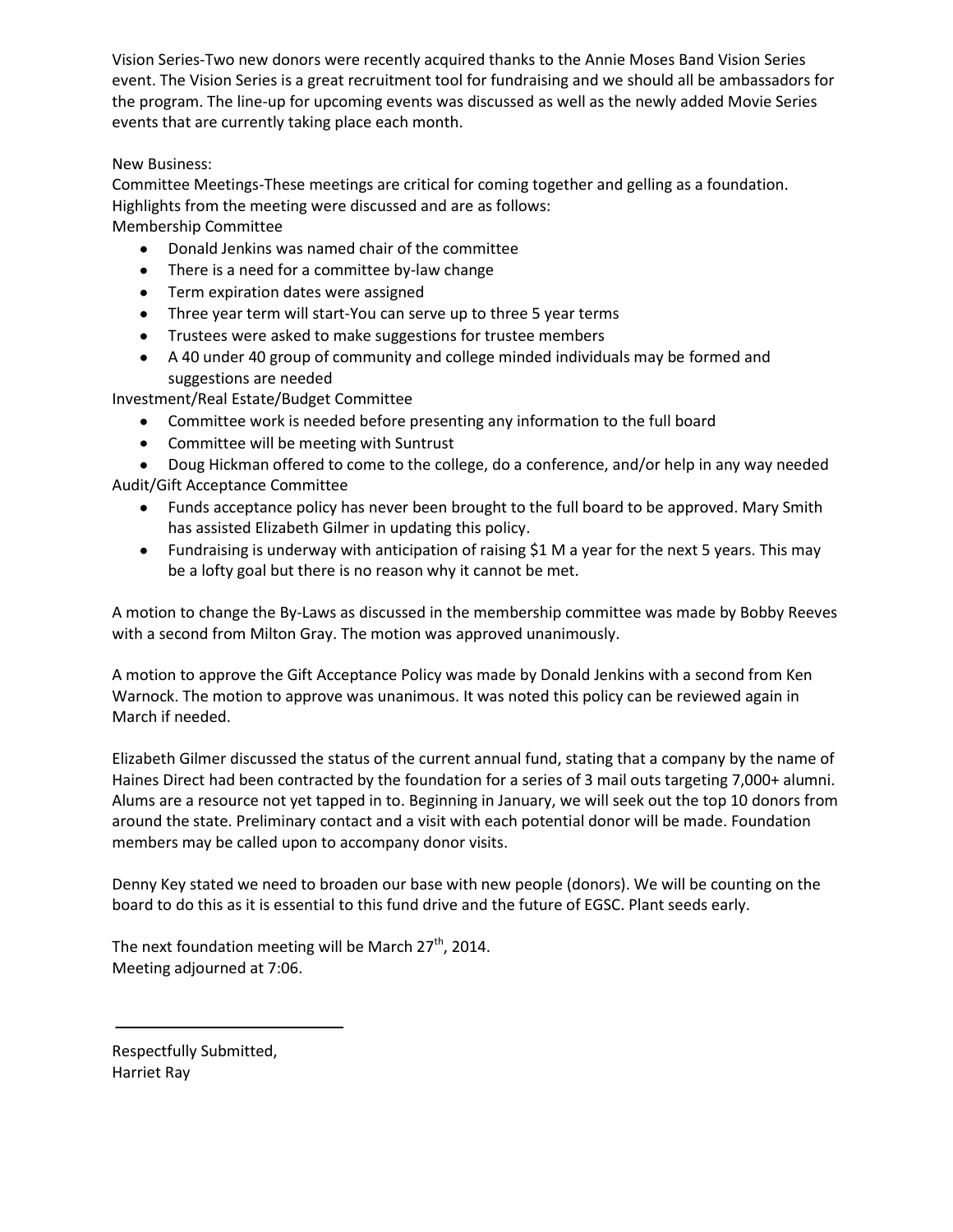Vision Series-Two new donors were recently acquired thanks to the Annie Moses Band Vision Series event. The Vision Series is a great recruitment tool for fundraising and we should all be ambassadors for the program. The line-up for upcoming events was discussed as well as the newly added Movie Series events that are currently taking place each month.

New Business:
Committee Meetings-These meetings are critical for coming together and gelling as a foundation. Highlights from the meeting were discussed and are as follows:
Membership Committee

- Donald Jenkins was named chair of the committee
- There is a need for a committee by-law change
- Term expiration dates were assigned
- Three year term will start-You can serve up to three 5 year terms
- Trustees were asked to make suggestions for trustee members
- A 40 under 40 group of community and college minded individuals may be formed and suggestions are needed

Investment/Real Estate/Budget Committee

- Committee work is needed before presenting any information to the full board
- Committee will be meeting with Suntrust
- Doug Hickman offered to come to the college, do a conference, and/or help in any way needed

Audit/Gift Acceptance Committee

- Funds acceptance policy has never been brought to the full board to be approved. Mary Smith has assisted Elizabeth Gilmer in updating this policy.
- Fundraising is underway with anticipation of raising $1 M a year for the next 5 years. This may be a lofty goal but there is no reason why it cannot be met.

A motion to change the By-Laws as discussed in the membership committee was made by Bobby Reeves with a second from Milton Gray. The motion was approved unanimously.

A motion to approve the Gift Acceptance Policy was made by Donald Jenkins with a second from Ken Warnock. The motion to approve was unanimous. It was noted this policy can be reviewed again in March if needed.

Elizabeth Gilmer discussed the status of the current annual fund, stating that a company by the name of Haines Direct had been contracted by the foundation for a series of 3 mail outs targeting 7,000+ alumni. Alums are a resource not yet tapped in to. Beginning in January, we will seek out the top 10 donors from around the state. Preliminary contact and a visit with each potential donor will be made. Foundation members may be called upon to accompany donor visits.

Denny Key stated we need to broaden our base with new people (donors). We will be counting on the board to do this as it is essential to this fund drive and the future of EGSC. Plant seeds early.

The next foundation meeting will be March 27th, 2014.
Meeting adjourned at 7:06.

Respectfully Submitted,
Harriet Ray